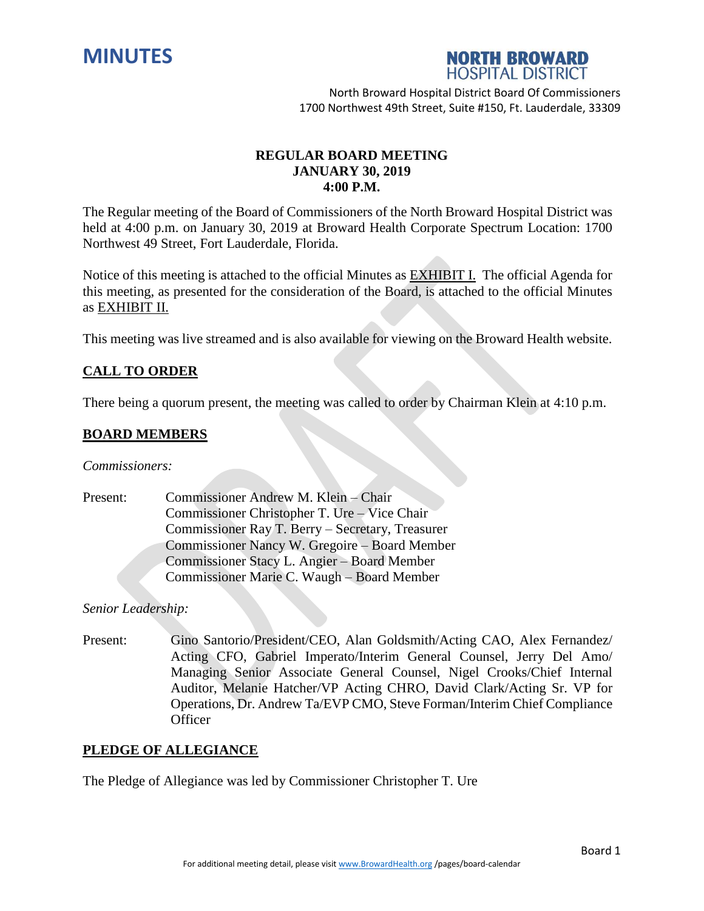# MINUTES

**NORTH BROWARD HOSPITAL DISTRICT**

North Broward Hospital District Board Of Commissioners
1700 Northwest 49th Street, Suite #150, Ft. Lauderdale, 33309

**REGULAR BOARD MEETING**
**JANUARY 30, 2019**
**4:00 P.M.**

The Regular meeting of the Board of Commissioners of the North Broward Hospital District was held at 4:00 p.m. on January 30, 2019 at Broward Health Corporate Spectrum Location: 1700 Northwest 49 Street, Fort Lauderdale, Florida.

Notice of this meeting is attached to the official Minutes as EXHIBIT I. The official Agenda for this meeting, as presented for the consideration of the Board, is attached to the official Minutes as EXHIBIT II.

This meeting was live streamed and is also available for viewing on the Broward Health website.

## CALL TO ORDER

There being a quorum present, the meeting was called to order by Chairman Klein at 4:10 p.m.

## BOARD MEMBERS

*Commissioners:*

Present:
- Commissioner Andrew M. Klein – Chair
- Commissioner Christopher T. Ure – Vice Chair
- Commissioner Ray T. Berry – Secretary, Treasurer
- Commissioner Nancy W. Gregoire – Board Member
- Commissioner Stacy L. Angier – Board Member
- Commissioner Marie C. Waugh – Board Member

*Senior Leadership:*

Present: Gino Santorio/President/CEO, Alan Goldsmith/Acting CAO, Alex Fernandez/ Acting CFO, Gabriel Imperato/Interim General Counsel, Jerry Del Amo/ Managing Senior Associate General Counsel, Nigel Crooks/Chief Internal Auditor, Melanie Hatcher/VP Acting CHRO, David Clark/Acting Sr. VP for Operations, Dr. Andrew Ta/EVP CMO, Steve Forman/Interim Chief Compliance Officer

## PLEDGE OF ALLEGIANCE

The Pledge of Allegiance was led by Commissioner Christopher T. Ure

For additional meeting detail, please visit www.BrowardHealth.org /pages/board-calendar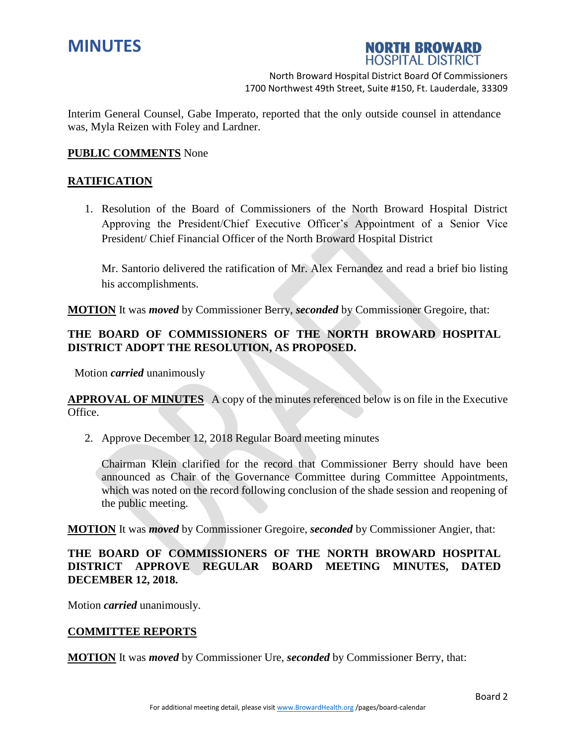Interim General Counsel, Gabe Imperato, reported that the only outside counsel in attendance was, Myla Reizen with Foley and Lardner.

**PUBLIC COMMENTS** None

**RATIFICATION**

1. Resolution of the Board of Commissioners of the North Broward Hospital District Approving the President/Chief Executive Officer's Appointment of a Senior Vice President/ Chief Financial Officer of the North Broward Hospital District

   Mr. Santorio delivered the ratification of Mr. Alex Fernandez and read a brief bio listing his accomplishments.

**MOTION** It was ***moved*** by Commissioner Berry, ***seconded*** by Commissioner Gregoire, that:

**THE BOARD OF COMMISSIONERS OF THE NORTH BROWARD HOSPITAL DISTRICT ADOPT THE RESOLUTION, AS PROPOSED.**

Motion ***carried*** unanimously

**APPROVAL OF MINUTES** A copy of the minutes referenced below is on file in the Executive Office.

2. Approve December 12, 2018 Regular Board meeting minutes

   Chairman Klein clarified for the record that Commissioner Berry should have been announced as Chair of the Governance Committee during Committee Appointments, which was noted on the record following conclusion of the shade session and reopening of the public meeting.

**MOTION** It was ***moved*** by Commissioner Gregoire, ***seconded*** by Commissioner Angier, that:

**THE BOARD OF COMMISSIONERS OF THE NORTH BROWARD HOSPITAL DISTRICT APPROVE REGULAR BOARD MEETING MINUTES, DATED DECEMBER 12, 2018.**

Motion ***carried*** unanimously.

**COMMITTEE REPORTS**

**MOTION** It was ***moved*** by Commissioner Ure, ***seconded*** by Commissioner Berry, that: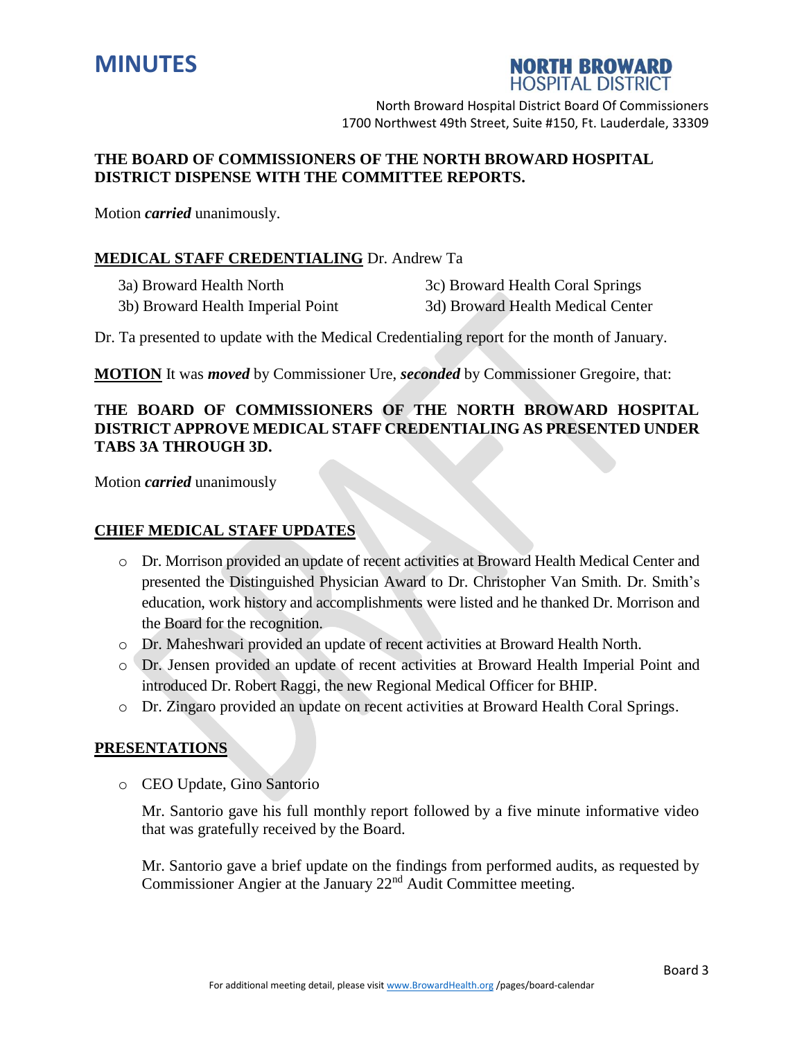**THE BOARD OF COMMISSIONERS OF THE NORTH BROWARD HOSPITAL DISTRICT DISPENSE WITH THE COMMITTEE REPORTS.**

Motion ***carried*** unanimously.

**MEDICAL STAFF CREDENTIALING** Dr. Andrew Ta

3a) Broward Health North
3b) Broward Health Imperial Point
3c) Broward Health Coral Springs
3d) Broward Health Medical Center

Dr. Ta presented to update with the Medical Credentialing report for the month of January.

**MOTION** It was ***moved*** by Commissioner Ure, ***seconded*** by Commissioner Gregoire, that:

**THE BOARD OF COMMISSIONERS OF THE NORTH BROWARD HOSPITAL DISTRICT APPROVE MEDICAL STAFF CREDENTIALING AS PRESENTED UNDER TABS 3A THROUGH 3D.**

Motion ***carried*** unanimously

**CHIEF MEDICAL STAFF UPDATES**

- Dr. Morrison provided an update of recent activities at Broward Health Medical Center and presented the Distinguished Physician Award to Dr. Christopher Van Smith. Dr. Smith's education, work history and accomplishments were listed and he thanked Dr. Morrison and the Board for the recognition.
- Dr. Maheshwari provided an update of recent activities at Broward Health North.
- Dr. Jensen provided an update of recent activities at Broward Health Imperial Point and introduced Dr. Robert Raggi, the new Regional Medical Officer for BHIP.
- Dr. Zingaro provided an update on recent activities at Broward Health Coral Springs.

**PRESENTATIONS**

- CEO Update, Gino Santorio

  Mr. Santorio gave his full monthly report followed by a five minute informative video that was gratefully received by the Board.

  Mr. Santorio gave a brief update on the findings from performed audits, as requested by Commissioner Angier at the January 22nd Audit Committee meeting.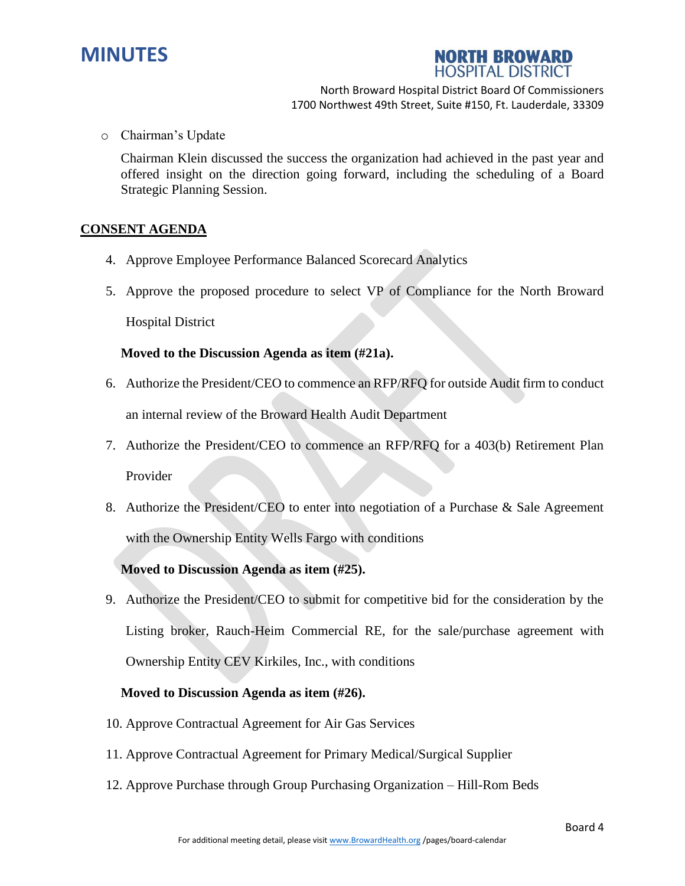- Chairman's Update

  Chairman Klein discussed the success the organization had achieved in the past year and offered insight on the direction going forward, including the scheduling of a Board Strategic Planning Session.

## CONSENT AGENDA

4. Approve Employee Performance Balanced Scorecard Analytics

5. Approve the proposed procedure to select VP of Compliance for the North Broward Hospital District

   **Moved to the Discussion Agenda as item (#21a).**

6. Authorize the President/CEO to commence an RFP/RFQ for outside Audit firm to conduct an internal review of the Broward Health Audit Department

7. Authorize the President/CEO to commence an RFP/RFQ for a 403(b) Retirement Plan Provider

8. Authorize the President/CEO to enter into negotiation of a Purchase & Sale Agreement with the Ownership Entity Wells Fargo with conditions

   **Moved to Discussion Agenda as item (#25).**

9. Authorize the President/CEO to submit for competitive bid for the consideration by the Listing broker, Rauch-Heim Commercial RE, for the sale/purchase agreement with Ownership Entity CEV Kirkiles, Inc., with conditions

   **Moved to Discussion Agenda as item (#26).**

10. Approve Contractual Agreement for Air Gas Services

11. Approve Contractual Agreement for Primary Medical/Surgical Supplier

12. Approve Purchase through Group Purchasing Organization – Hill-Rom Beds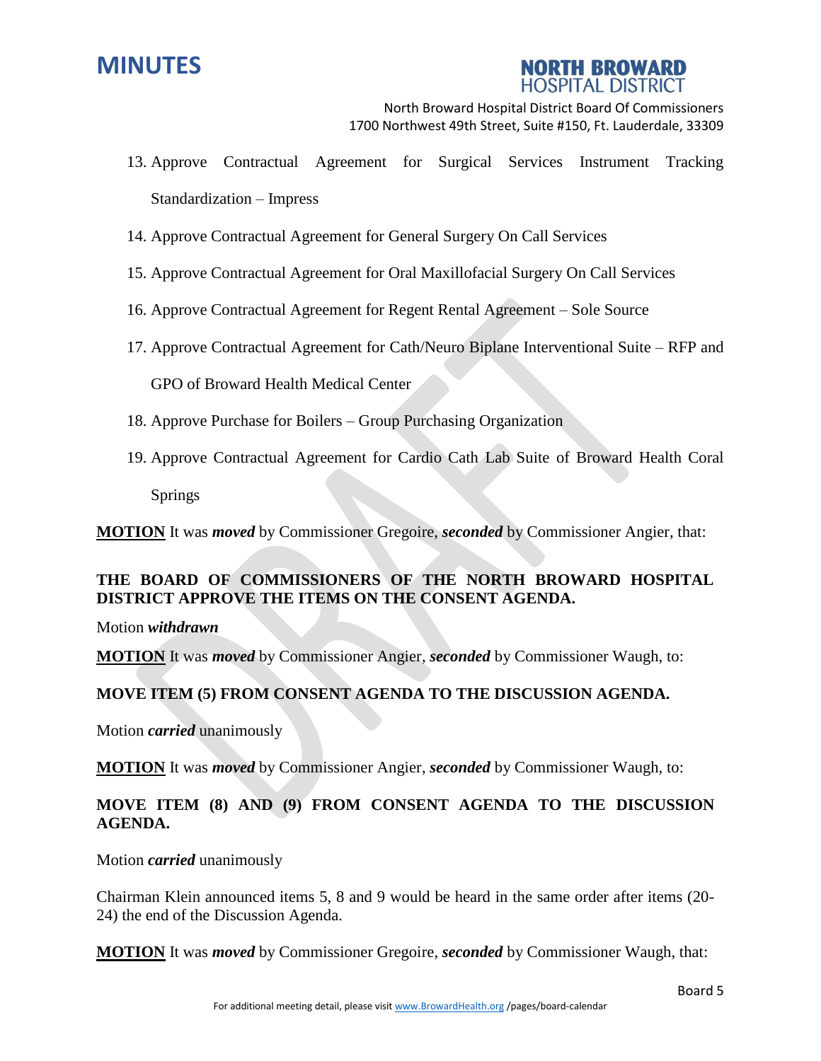13. Approve Contractual Agreement for Surgical Services Instrument Tracking Standardization – Impress
14. Approve Contractual Agreement for General Surgery On Call Services
15. Approve Contractual Agreement for Oral Maxillofacial Surgery On Call Services
16. Approve Contractual Agreement for Regent Rental Agreement – Sole Source
17. Approve Contractual Agreement for Cath/Neuro Biplane Interventional Suite – RFP and GPO of Broward Health Medical Center
18. Approve Purchase for Boilers – Group Purchasing Organization
19. Approve Contractual Agreement for Cardio Cath Lab Suite of Broward Health Coral Springs

**MOTION** It was ***moved*** by Commissioner Gregoire, ***seconded*** by Commissioner Angier, that:

**THE BOARD OF COMMISSIONERS OF THE NORTH BROWARD HOSPITAL DISTRICT APPROVE THE ITEMS ON THE CONSENT AGENDA.**

Motion ***withdrawn***

**MOTION** It was ***moved*** by Commissioner Angier, ***seconded*** by Commissioner Waugh, to:

**MOVE ITEM (5) FROM CONSENT AGENDA TO THE DISCUSSION AGENDA.**

Motion ***carried*** unanimously

**MOTION** It was ***moved*** by Commissioner Angier, ***seconded*** by Commissioner Waugh, to:

**MOVE ITEM (8) AND (9) FROM CONSENT AGENDA TO THE DISCUSSION AGENDA.**

Motion ***carried*** unanimously

Chairman Klein announced items 5, 8 and 9 would be heard in the same order after items (20-24) the end of the Discussion Agenda.

**MOTION** It was ***moved*** by Commissioner Gregoire, ***seconded*** by Commissioner Waugh, that: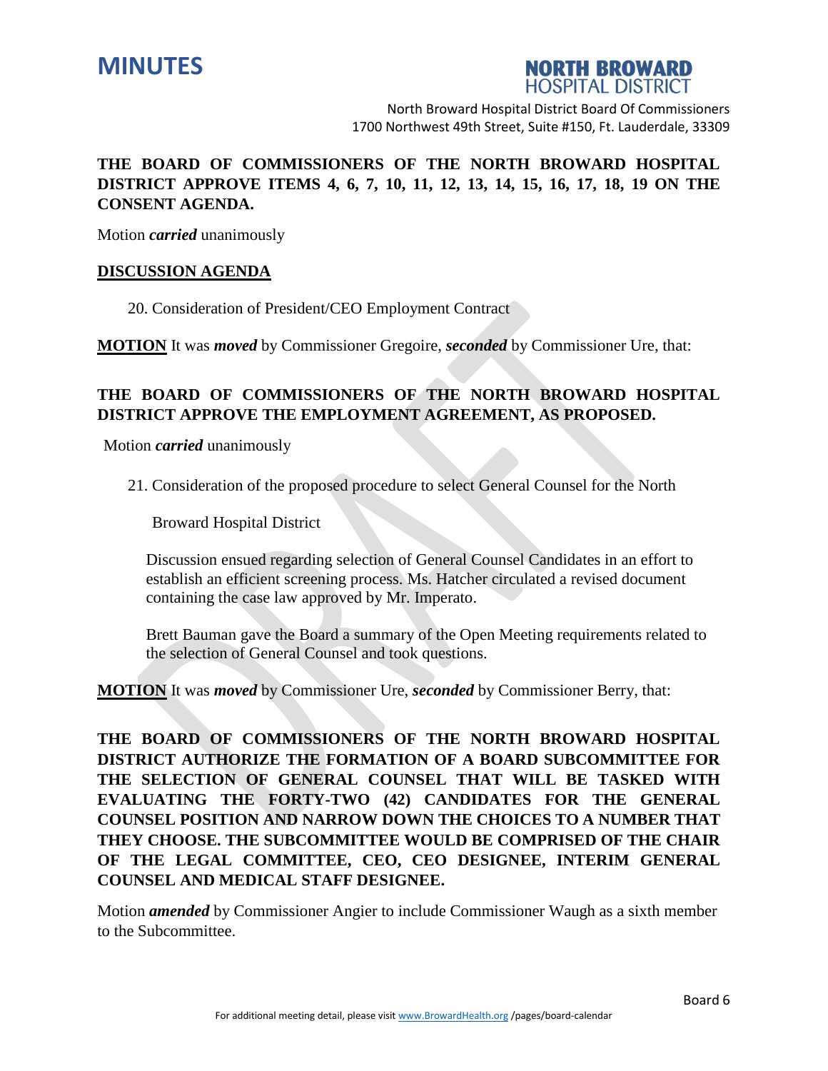**THE BOARD OF COMMISSIONERS OF THE NORTH BROWARD HOSPITAL DISTRICT APPROVE ITEMS 4, 6, 7, 10, 11, 12, 13, 14, 15, 16, 17, 18, 19 ON THE CONSENT AGENDA.**

Motion ***carried*** unanimously

**DISCUSSION AGENDA**

20. Consideration of President/CEO Employment Contract

**MOTION** It was ***moved*** by Commissioner Gregoire, ***seconded*** by Commissioner Ure, that:

**THE BOARD OF COMMISSIONERS OF THE NORTH BROWARD HOSPITAL DISTRICT APPROVE THE EMPLOYMENT AGREEMENT, AS PROPOSED.**

Motion ***carried*** unanimously

21. Consideration of the proposed procedure to select General Counsel for the North Broward Hospital District

Discussion ensued regarding selection of General Counsel Candidates in an effort to establish an efficient screening process. Ms. Hatcher circulated a revised document containing the case law approved by Mr. Imperato.

Brett Bauman gave the Board a summary of the Open Meeting requirements related to the selection of General Counsel and took questions.

**MOTION** It was ***moved*** by Commissioner Ure, ***seconded*** by Commissioner Berry, that:

**THE BOARD OF COMMISSIONERS OF THE NORTH BROWARD HOSPITAL DISTRICT AUTHORIZE THE FORMATION OF A BOARD SUBCOMMITTEE FOR THE SELECTION OF GENERAL COUNSEL THAT WILL BE TASKED WITH EVALUATING THE FORTY-TWO (42) CANDIDATES FOR THE GENERAL COUNSEL POSITION AND NARROW DOWN THE CHOICES TO A NUMBER THAT THEY CHOOSE. THE SUBCOMMITTEE WOULD BE COMPRISED OF THE CHAIR OF THE LEGAL COMMITTEE, CEO, CEO DESIGNEE, INTERIM GENERAL COUNSEL AND MEDICAL STAFF DESIGNEE.**

Motion ***amended*** by Commissioner Angier to include Commissioner Waugh as a sixth member to the Subcommittee.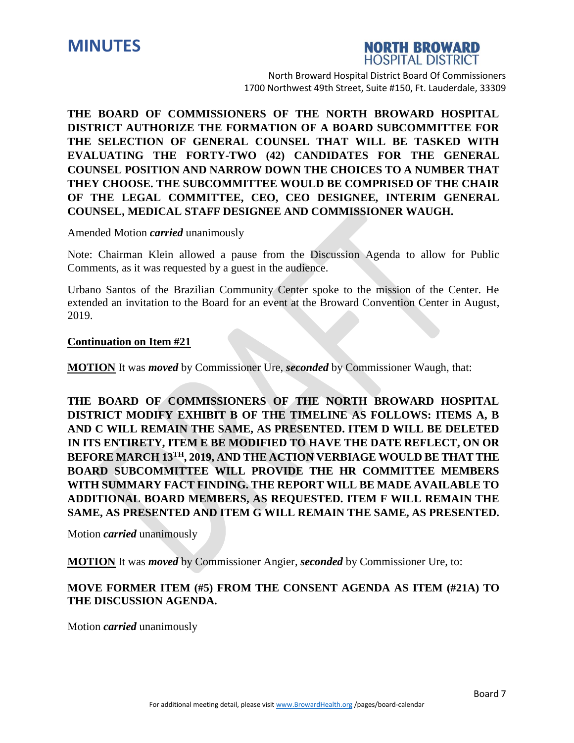**THE BOARD OF COMMISSIONERS OF THE NORTH BROWARD HOSPITAL DISTRICT AUTHORIZE THE FORMATION OF A BOARD SUBCOMMITTEE FOR THE SELECTION OF GENERAL COUNSEL THAT WILL BE TASKED WITH EVALUATING THE FORTY-TWO (42) CANDIDATES FOR THE GENERAL COUNSEL POSITION AND NARROW DOWN THE CHOICES TO A NUMBER THAT THEY CHOOSE. THE SUBCOMMITTEE WOULD BE COMPRISED OF THE CHAIR OF THE LEGAL COMMITTEE, CEO, CEO DESIGNEE, INTERIM GENERAL COUNSEL, MEDICAL STAFF DESIGNEE AND COMMISSIONER WAUGH.**

Amended Motion ***carried*** unanimously

Note: Chairman Klein allowed a pause from the Discussion Agenda to allow for Public Comments, as it was requested by a guest in the audience.

Urbano Santos of the Brazilian Community Center spoke to the mission of the Center. He extended an invitation to the Board for an event at the Broward Convention Center in August, 2019.

**Continuation on Item #21**

**MOTION** It was ***moved*** by Commissioner Ure, ***seconded*** by Commissioner Waugh, that:

**THE BOARD OF COMMISSIONERS OF THE NORTH BROWARD HOSPITAL DISTRICT MODIFY EXHIBIT B OF THE TIMELINE AS FOLLOWS: ITEMS A, B AND C WILL REMAIN THE SAME, AS PRESENTED. ITEM D WILL BE DELETED IN ITS ENTIRETY, ITEM E BE MODIFIED TO HAVE THE DATE REFLECT, ON OR BEFORE MARCH 13TH, 2019, AND THE ACTION VERBIAGE WOULD BE THAT THE BOARD SUBCOMMITTEE WILL PROVIDE THE HR COMMITTEE MEMBERS WITH SUMMARY FACT FINDING. THE REPORT WILL BE MADE AVAILABLE TO ADDITIONAL BOARD MEMBERS, AS REQUESTED. ITEM F WILL REMAIN THE SAME, AS PRESENTED AND ITEM G WILL REMAIN THE SAME, AS PRESENTED.**

Motion ***carried*** unanimously

**MOTION** It was ***moved*** by Commissioner Angier, ***seconded*** by Commissioner Ure, to:

**MOVE FORMER ITEM (#5) FROM THE CONSENT AGENDA AS ITEM (#21A) TO THE DISCUSSION AGENDA.**

Motion ***carried*** unanimously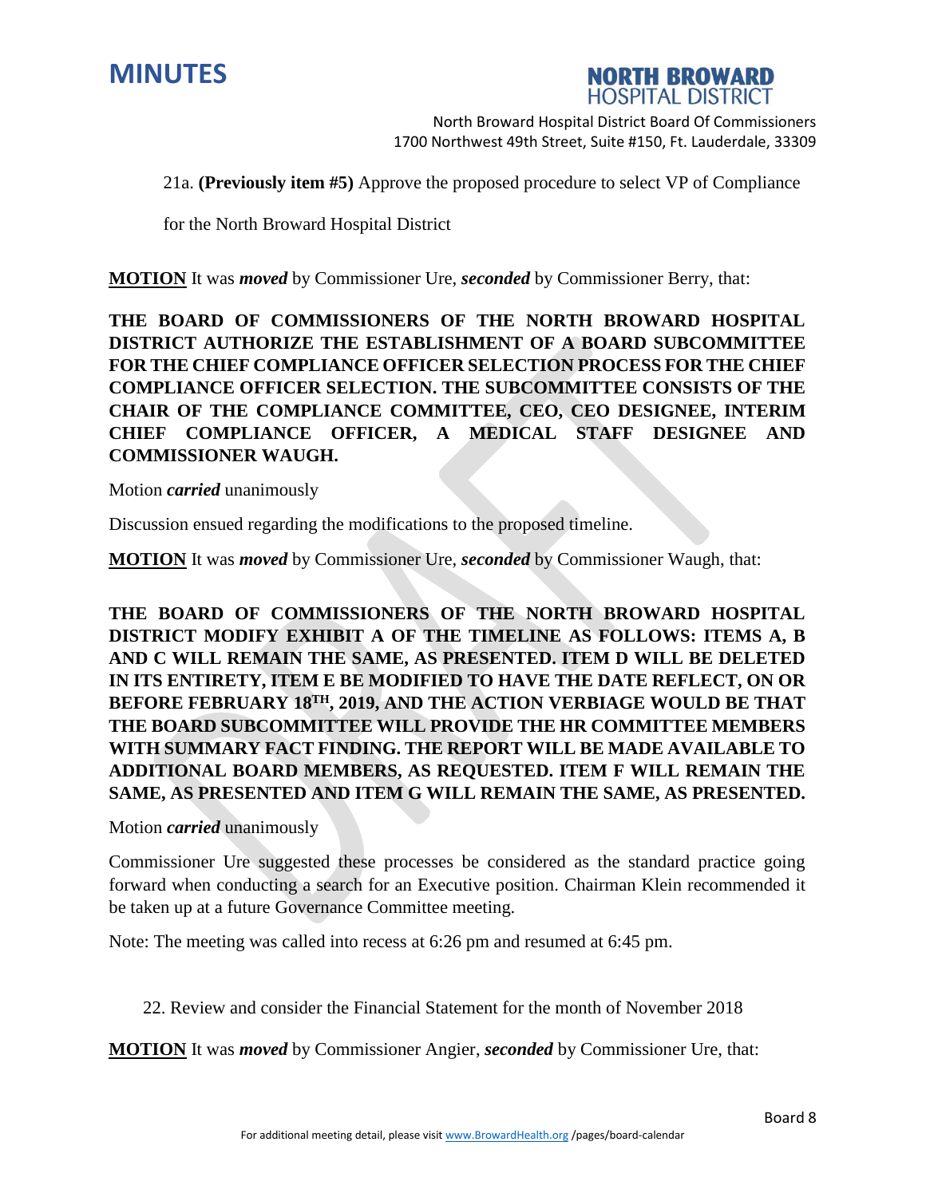21a. **(Previously item #5)** Approve the proposed procedure to select VP of Compliance for the North Broward Hospital District

**MOTION** It was ***moved*** by Commissioner Ure, ***seconded*** by Commissioner Berry, that:

**THE BOARD OF COMMISSIONERS OF THE NORTH BROWARD HOSPITAL DISTRICT AUTHORIZE THE ESTABLISHMENT OF A BOARD SUBCOMMITTEE FOR THE CHIEF COMPLIANCE OFFICER SELECTION PROCESS FOR THE CHIEF COMPLIANCE OFFICER SELECTION. THE SUBCOMMITTEE CONSISTS OF THE CHAIR OF THE COMPLIANCE COMMITTEE, CEO, CEO DESIGNEE, INTERIM CHIEF COMPLIANCE OFFICER, A MEDICAL STAFF DESIGNEE AND COMMISSIONER WAUGH.**

Motion ***carried*** unanimously

Discussion ensued regarding the modifications to the proposed timeline.

**MOTION** It was ***moved*** by Commissioner Ure, ***seconded*** by Commissioner Waugh, that:

**THE BOARD OF COMMISSIONERS OF THE NORTH BROWARD HOSPITAL DISTRICT MODIFY EXHIBIT A OF THE TIMELINE AS FOLLOWS: ITEMS A, B AND C WILL REMAIN THE SAME, AS PRESENTED. ITEM D WILL BE DELETED IN ITS ENTIRETY, ITEM E BE MODIFIED TO HAVE THE DATE REFLECT, ON OR BEFORE FEBRUARY 18TH, 2019, AND THE ACTION VERBIAGE WOULD BE THAT THE BOARD SUBCOMMITTEE WILL PROVIDE THE HR COMMITTEE MEMBERS WITH SUMMARY FACT FINDING. THE REPORT WILL BE MADE AVAILABLE TO ADDITIONAL BOARD MEMBERS, AS REQUESTED. ITEM F WILL REMAIN THE SAME, AS PRESENTED AND ITEM G WILL REMAIN THE SAME, AS PRESENTED.**

Motion ***carried*** unanimously

Commissioner Ure suggested these processes be considered as the standard practice going forward when conducting a search for an Executive position. Chairman Klein recommended it be taken up at a future Governance Committee meeting.

Note: The meeting was called into recess at 6:26 pm and resumed at 6:45 pm.

22. Review and consider the Financial Statement for the month of November 2018

**MOTION** It was ***moved*** by Commissioner Angier, ***seconded*** by Commissioner Ure, that: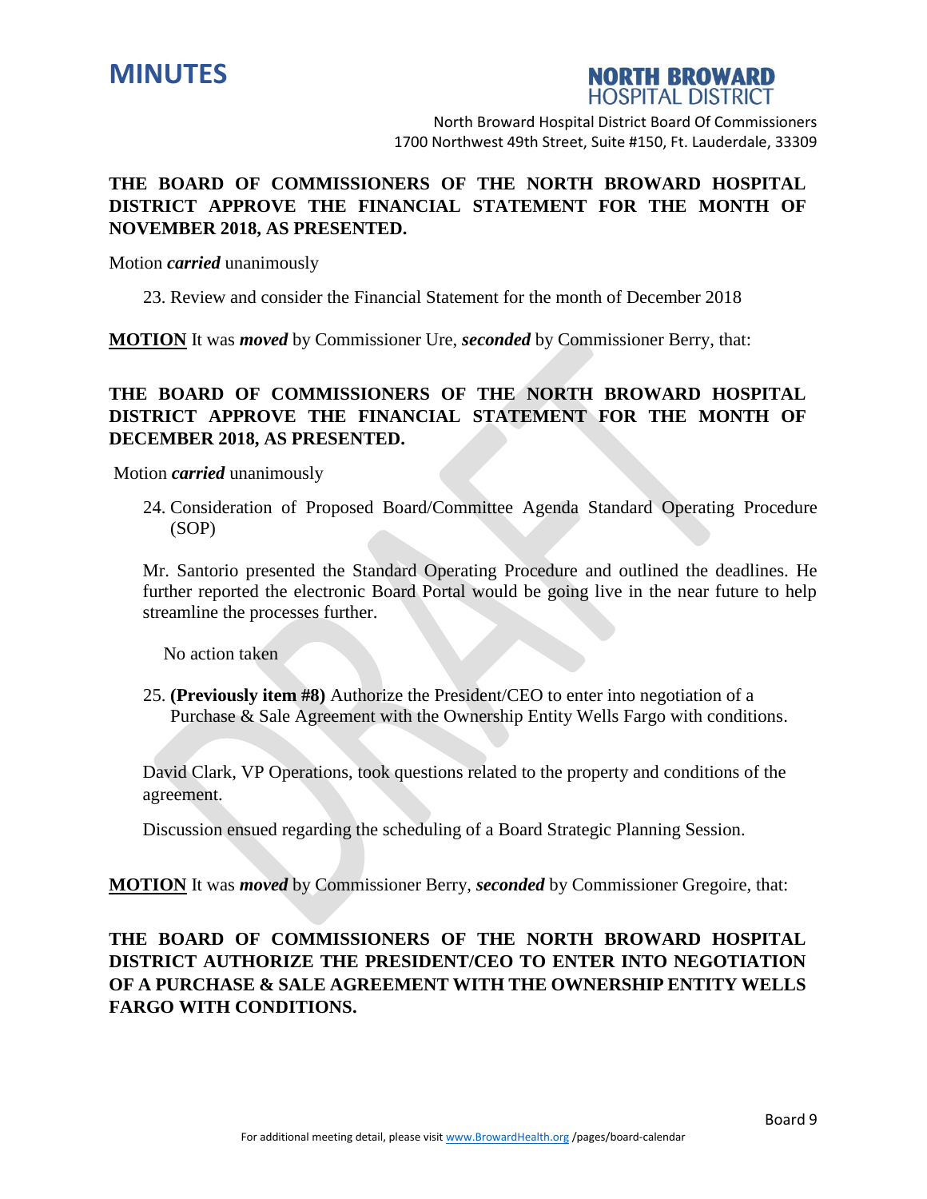**THE BOARD OF COMMISSIONERS OF THE NORTH BROWARD HOSPITAL DISTRICT APPROVE THE FINANCIAL STATEMENT FOR THE MONTH OF NOVEMBER 2018, AS PRESENTED.**

Motion ***carried*** unanimously

23. Review and consider the Financial Statement for the month of December 2018

**MOTION** It was ***moved*** by Commissioner Ure, ***seconded*** by Commissioner Berry, that:

**THE BOARD OF COMMISSIONERS OF THE NORTH BROWARD HOSPITAL DISTRICT APPROVE THE FINANCIAL STATEMENT FOR THE MONTH OF DECEMBER 2018, AS PRESENTED.**

Motion ***carried*** unanimously

24. Consideration of Proposed Board/Committee Agenda Standard Operating Procedure (SOP)

Mr. Santorio presented the Standard Operating Procedure and outlined the deadlines. He further reported the electronic Board Portal would be going live in the near future to help streamline the processes further.

No action taken

25. **(Previously item #8)** Authorize the President/CEO to enter into negotiation of a Purchase & Sale Agreement with the Ownership Entity Wells Fargo with conditions.

David Clark, VP Operations, took questions related to the property and conditions of the agreement.

Discussion ensued regarding the scheduling of a Board Strategic Planning Session.

**MOTION** It was ***moved*** by Commissioner Berry, ***seconded*** by Commissioner Gregoire, that:

**THE BOARD OF COMMISSIONERS OF THE NORTH BROWARD HOSPITAL DISTRICT AUTHORIZE THE PRESIDENT/CEO TO ENTER INTO NEGOTIATION OF A PURCHASE & SALE AGREEMENT WITH THE OWNERSHIP ENTITY WELLS FARGO WITH CONDITIONS.**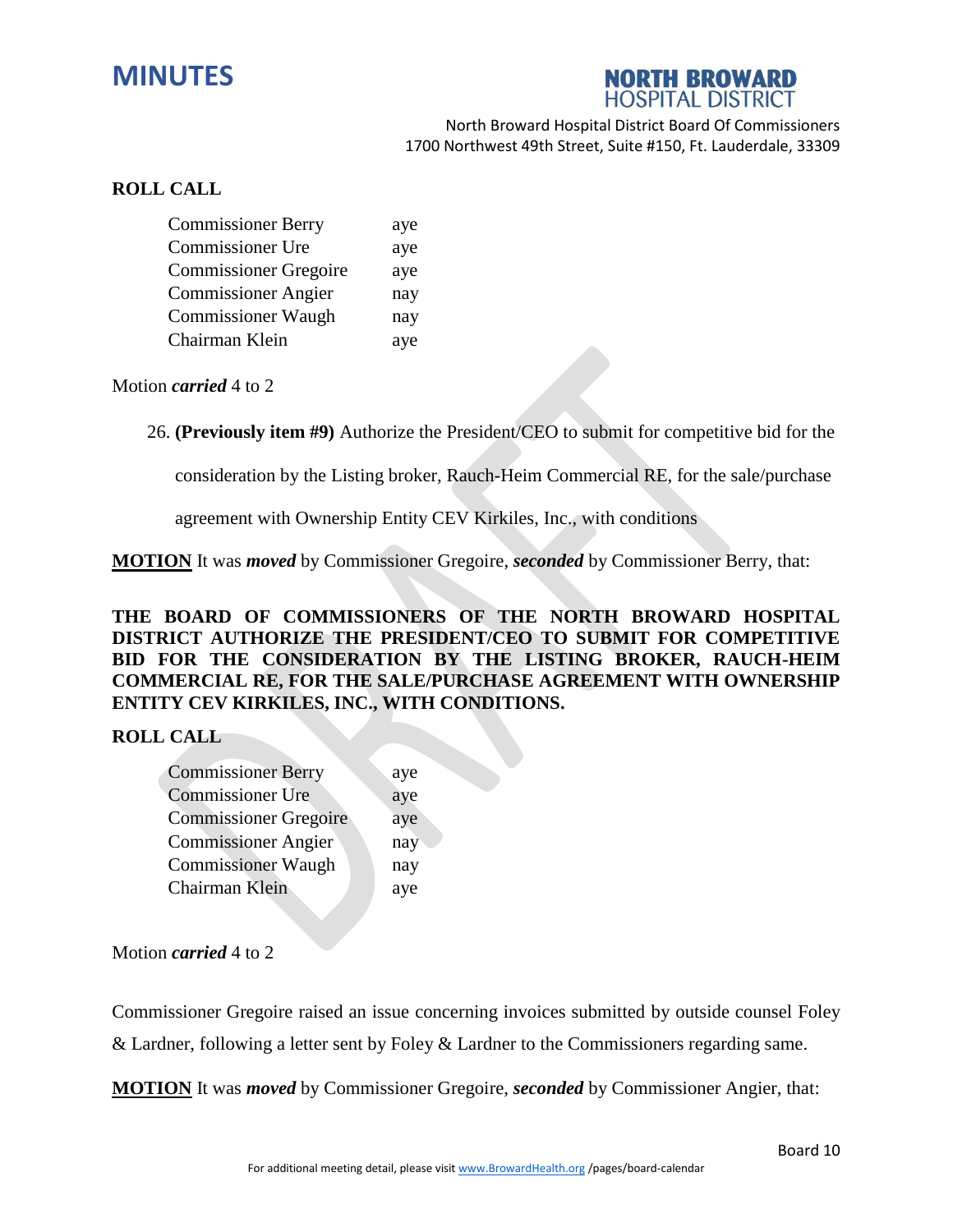**ROLL CALL**

| | |
|---|---|
| Commissioner Berry | aye |
| Commissioner Ure | aye |
| Commissioner Gregoire | aye |
| Commissioner Angier | nay |
| Commissioner Waugh | nay |
| Chairman Klein | aye |

Motion ***carried*** 4 to 2

26. **(Previously item #9)** Authorize the President/CEO to submit for competitive bid for the consideration by the Listing broker, Rauch-Heim Commercial RE, for the sale/purchase agreement with Ownership Entity CEV Kirkiles, Inc., with conditions

**MOTION** It was ***moved*** by Commissioner Gregoire, ***seconded*** by Commissioner Berry, that:

**THE BOARD OF COMMISSIONERS OF THE NORTH BROWARD HOSPITAL DISTRICT AUTHORIZE THE PRESIDENT/CEO TO SUBMIT FOR COMPETITIVE BID FOR THE CONSIDERATION BY THE LISTING BROKER, RAUCH-HEIM COMMERCIAL RE, FOR THE SALE/PURCHASE AGREEMENT WITH OWNERSHIP ENTITY CEV KIRKILES, INC., WITH CONDITIONS.**

**ROLL CALL**

| | |
|---|---|
| Commissioner Berry | aye |
| Commissioner Ure | aye |
| Commissioner Gregoire | aye |
| Commissioner Angier | nay |
| Commissioner Waugh | nay |
| Chairman Klein | aye |

Motion ***carried*** 4 to 2

Commissioner Gregoire raised an issue concerning invoices submitted by outside counsel Foley & Lardner, following a letter sent by Foley & Lardner to the Commissioners regarding same.

**MOTION** It was ***moved*** by Commissioner Gregoire, ***seconded*** by Commissioner Angier, that: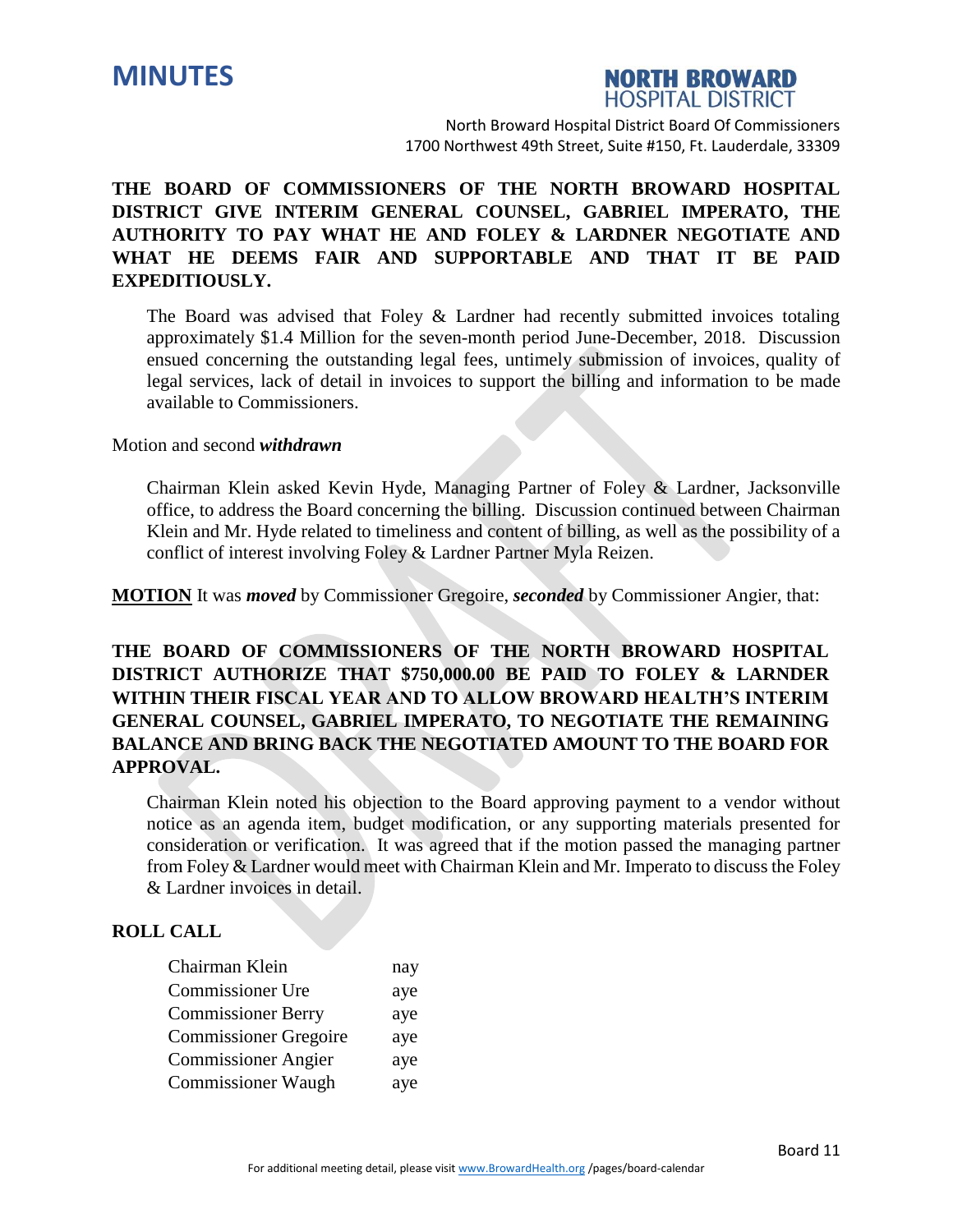**THE BOARD OF COMMISSIONERS OF THE NORTH BROWARD HOSPITAL DISTRICT GIVE INTERIM GENERAL COUNSEL, GABRIEL IMPERATO, THE AUTHORITY TO PAY WHAT HE AND FOLEY & LARDNER NEGOTIATE AND WHAT HE DEEMS FAIR AND SUPPORTABLE AND THAT IT BE PAID EXPEDITIOUSLY.**

The Board was advised that Foley & Lardner had recently submitted invoices totaling approximately $1.4 Million for the seven-month period June-December, 2018. Discussion ensued concerning the outstanding legal fees, untimely submission of invoices, quality of legal services, lack of detail in invoices to support the billing and information to be made available to Commissioners.

Motion and second ***withdrawn***

Chairman Klein asked Kevin Hyde, Managing Partner of Foley & Lardner, Jacksonville office, to address the Board concerning the billing. Discussion continued between Chairman Klein and Mr. Hyde related to timeliness and content of billing, as well as the possibility of a conflict of interest involving Foley & Lardner Partner Myla Reizen.

**MOTION** It was ***moved*** by Commissioner Gregoire, ***seconded*** by Commissioner Angier, that:

**THE BOARD OF COMMISSIONERS OF THE NORTH BROWARD HOSPITAL DISTRICT AUTHORIZE THAT $750,000.00 BE PAID TO FOLEY & LARNDER WITHIN THEIR FISCAL YEAR AND TO ALLOW BROWARD HEALTH'S INTERIM GENERAL COUNSEL, GABRIEL IMPERATO, TO NEGOTIATE THE REMAINING BALANCE AND BRING BACK THE NEGOTIATED AMOUNT TO THE BOARD FOR APPROVAL.**

Chairman Klein noted his objection to the Board approving payment to a vendor without notice as an agenda item, budget modification, or any supporting materials presented for consideration or verification. It was agreed that if the motion passed the managing partner from Foley & Lardner would meet with Chairman Klein and Mr. Imperato to discuss the Foley & Lardner invoices in detail.

**ROLL CALL**

| | |
|---|---|
| Chairman Klein | nay |
| Commissioner Ure | aye |
| Commissioner Berry | aye |
| Commissioner Gregoire | aye |
| Commissioner Angier | aye |
| Commissioner Waugh | aye |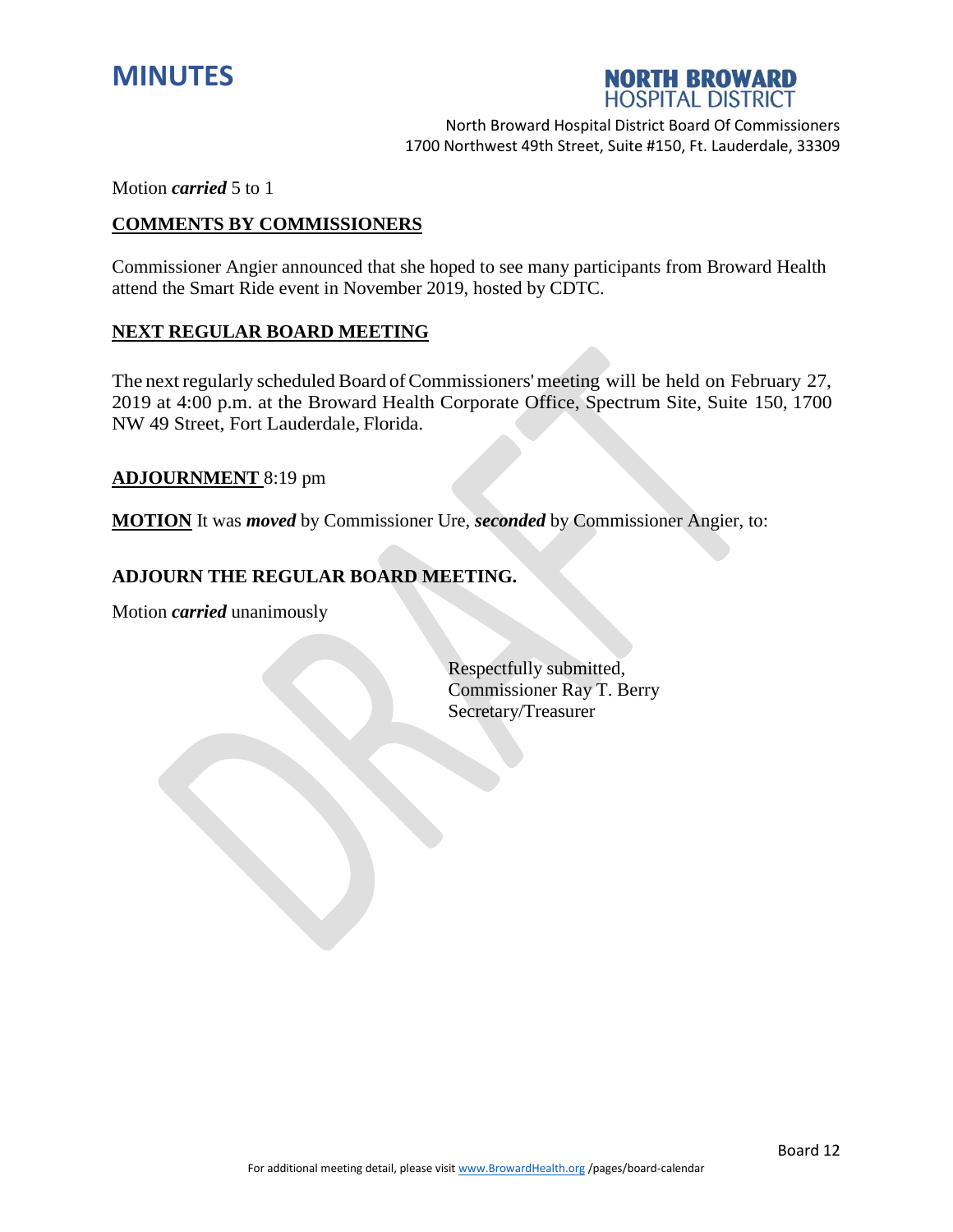Motion ***carried*** 5 to 1

## COMMENTS BY COMMISSIONERS

Commissioner Angier announced that she hoped to see many participants from Broward Health attend the Smart Ride event in November 2019, hosted by CDTC.

## NEXT REGULAR BOARD MEETING

The next regularly scheduled Board of Commissioners' meeting will be held on February 27, 2019 at 4:00 p.m. at the Broward Health Corporate Office, Spectrum Site, Suite 150, 1700 NW 49 Street, Fort Lauderdale, Florida.

**ADJOURNMENT** 8:19 pm

**MOTION** It was ***moved*** by Commissioner Ure, ***seconded*** by Commissioner Angier, to:

**ADJOURN THE REGULAR BOARD MEETING.**

Motion ***carried*** unanimously

Respectfully submitted,
Commissioner Ray T. Berry
Secretary/Treasurer